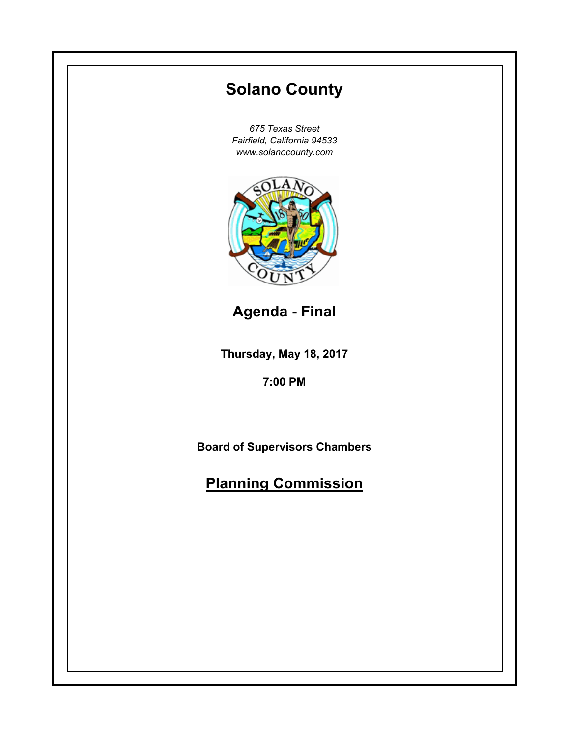# Solano County

*675 Texas Street*
*Fairfield, California 94533*
*www.solanocounty.com*

## Agenda - Final

**Thursday, May 18, 2017**

**7:00 PM**

**Board of Supervisors Chambers**

## Planning Commission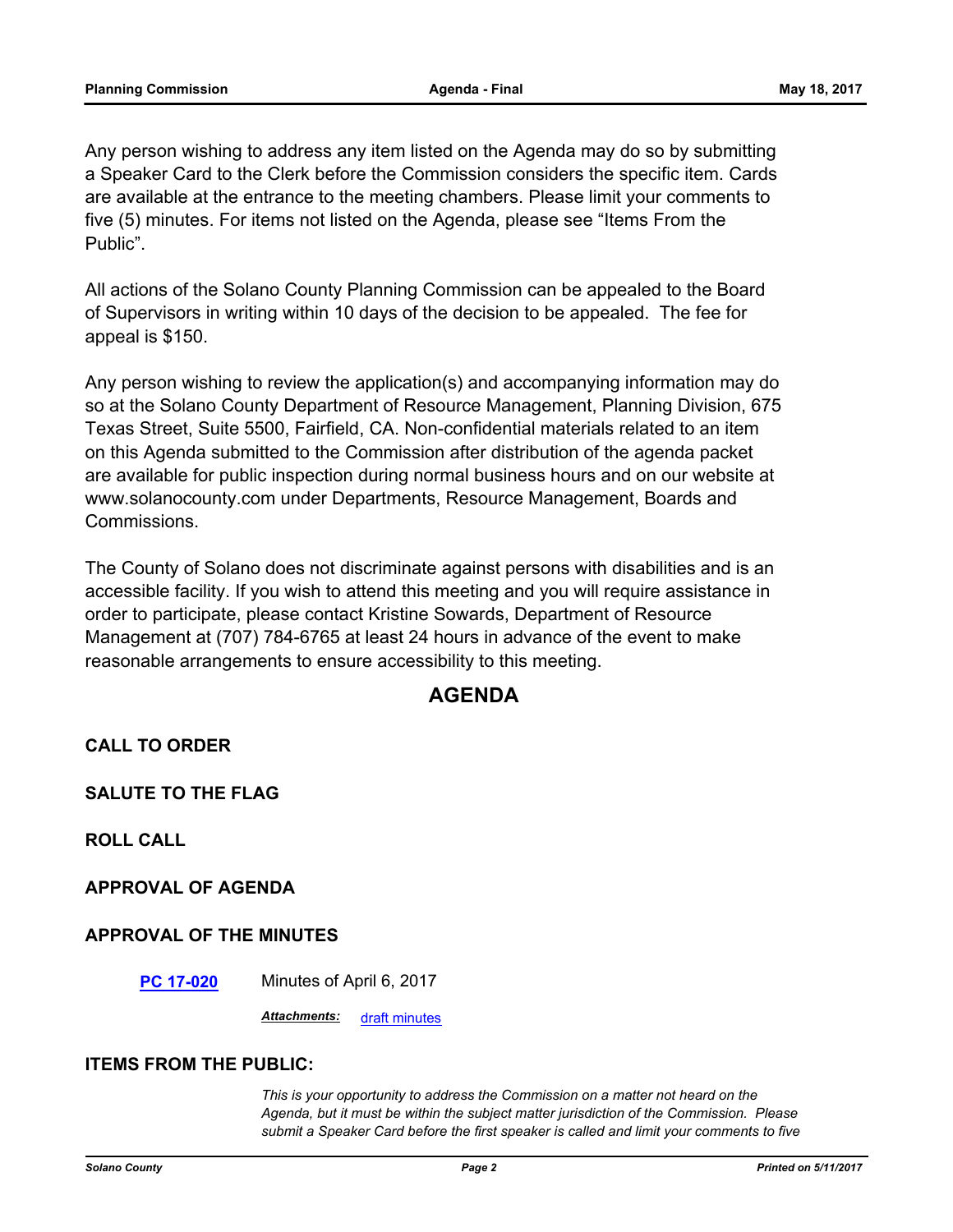Any person wishing to address any item listed on the Agenda may do so by submitting a Speaker Card to the Clerk before the Commission considers the specific item. Cards are available at the entrance to the meeting chambers. Please limit your comments to five (5) minutes. For items not listed on the Agenda, please see “Items From the Public”.

All actions of the Solano County Planning Commission can be appealed to the Board of Supervisors in writing within 10 days of the decision to be appealed. The fee for appeal is $150.

Any person wishing to review the application(s) and accompanying information may do so at the Solano County Department of Resource Management, Planning Division, 675 Texas Street, Suite 5500, Fairfield, CA. Non-confidential materials related to an item on this Agenda submitted to the Commission after distribution of the agenda packet are available for public inspection during normal business hours and on our website at www.solanocounty.com under Departments, Resource Management, Boards and Commissions.

The County of Solano does not discriminate against persons with disabilities and is an accessible facility. If you wish to attend this meeting and you will require assistance in order to participate, please contact Kristine Sowards, Department of Resource Management at (707) 784-6765 at least 24 hours in advance of the event to make reasonable arrangements to ensure accessibility to this meeting.

## AGENDA

### CALL TO ORDER

### SALUTE TO THE FLAG

### ROLL CALL

### APPROVAL OF AGENDA

### APPROVAL OF THE MINUTES

**PC 17-020** Minutes of April 6, 2017

***Attachments:*** draft minutes

### ITEMS FROM THE PUBLIC:

*This is your opportunity to address the Commission on a matter not heard on the Agenda, but it must be within the subject matter jurisdiction of the Commission. Please submit a Speaker Card before the first speaker is called and limit your comments to five*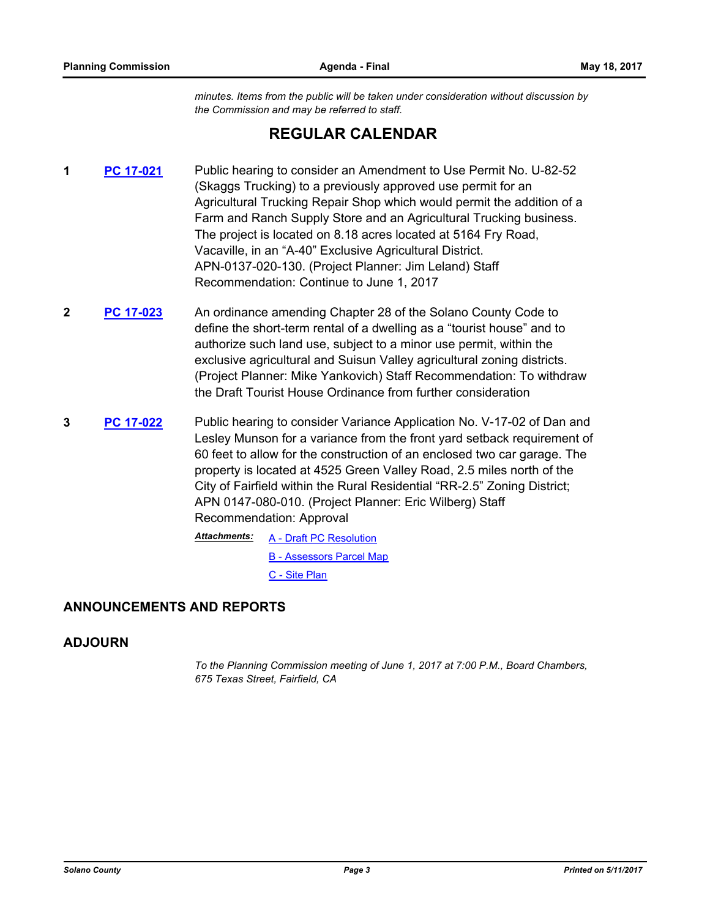*minutes. Items from the public will be taken under consideration without discussion by the Commission and may be referred to staff.*

## REGULAR CALENDAR

**1** **PC 17-021** Public hearing to consider an Amendment to Use Permit No. U-82-52 (Skaggs Trucking) to a previously approved use permit for an Agricultural Trucking Repair Shop which would permit the addition of a Farm and Ranch Supply Store and an Agricultural Trucking business. The project is located on 8.18 acres located at 5164 Fry Road, Vacaville, in an "A-40" Exclusive Agricultural District. APN-0137-020-130. (Project Planner: Jim Leland) Staff Recommendation: Continue to June 1, 2017

**2** **PC 17-023** An ordinance amending Chapter 28 of the Solano County Code to define the short-term rental of a dwelling as a "tourist house" and to authorize such land use, subject to a minor use permit, within the exclusive agricultural and Suisun Valley agricultural zoning districts. (Project Planner: Mike Yankovich) Staff Recommendation: To withdraw the Draft Tourist House Ordinance from further consideration

**3** **PC 17-022** Public hearing to consider Variance Application No. V-17-02 of Dan and Lesley Munson for a variance from the front yard setback requirement of 60 feet to allow for the construction of an enclosed two car garage. The property is located at 4525 Green Valley Road, 2.5 miles north of the City of Fairfield within the Rural Residential "RR-2.5" Zoning District; APN 0147-080-010. (Project Planner: Eric Wilberg) Staff Recommendation: Approval

***Attachments:*** A - Draft PC Resolution
B - Assessors Parcel Map
C - Site Plan

### ANNOUNCEMENTS AND REPORTS

### ADJOURN

*To the Planning Commission meeting of June 1, 2017 at 7:00 P.M., Board Chambers, 675 Texas Street, Fairfield, CA*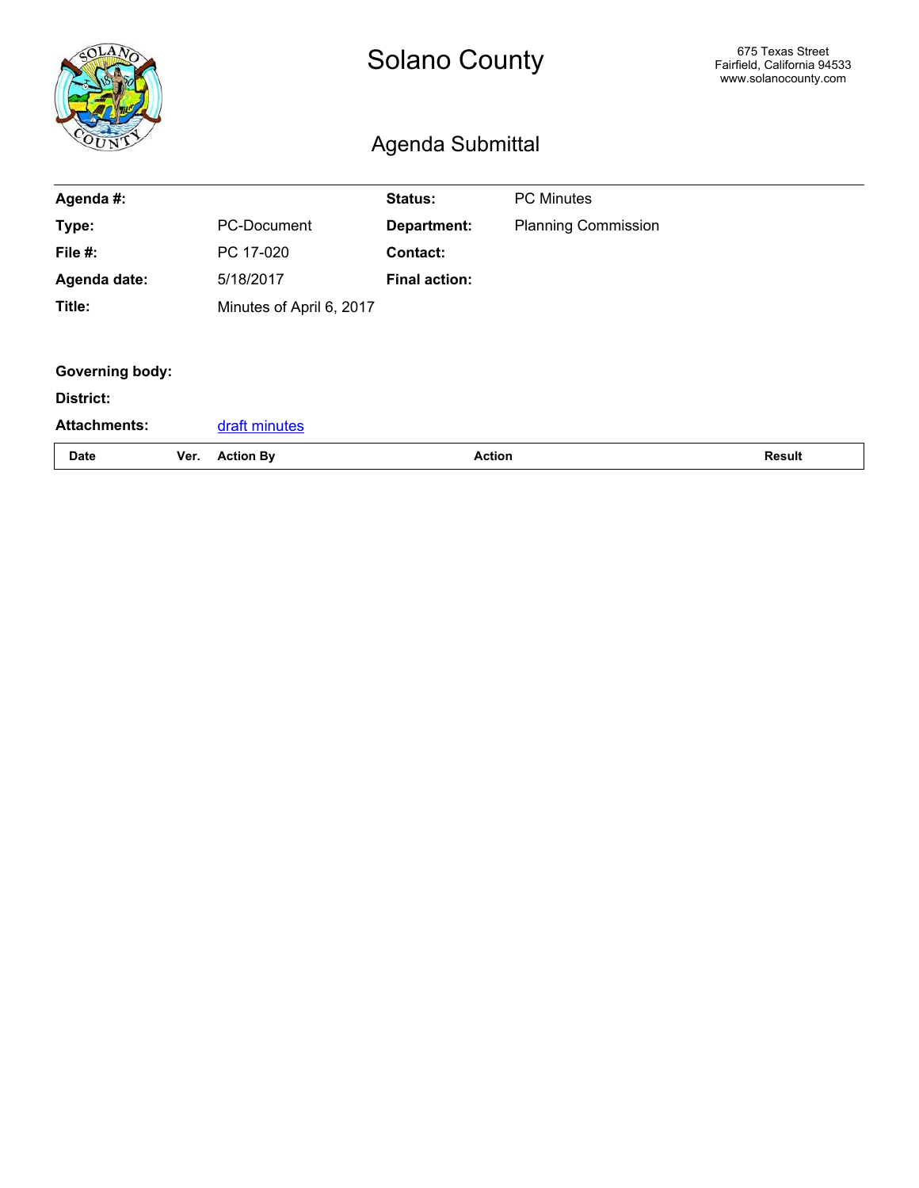# Solano County

675 Texas Street
Fairfield, California 94533
www.solanocounty.com

## Agenda Submittal

| | | | |
|---|---|---|---|
| **Agenda #:** | | **Status:** | PC Minutes |
| **Type:** | PC-Document | **Department:** | Planning Commission |
| **File #:** | PC 17-020 | **Contact:** | |
| **Agenda date:** | 5/18/2017 | **Final action:** | |
| **Title:** | Minutes of April 6, 2017 | | |

**Governing body:**

**District:**

**Attachments:** draft minutes

| Date | Ver. | Action By | Action | Result |
|---|---|---|---|---|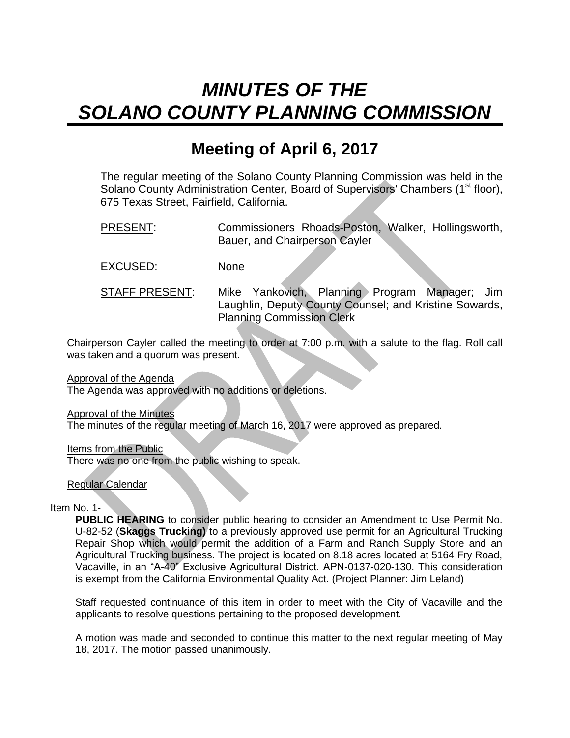# *MINUTES OF THE SOLANO COUNTY PLANNING COMMISSION*

## Meeting of April 6, 2017

The regular meeting of the Solano County Planning Commission was held in the Solano County Administration Center, Board of Supervisors' Chambers (1st floor), 675 Texas Street, Fairfield, California.

PRESENT: Commissioners Rhoads-Poston, Walker, Hollingsworth, Bauer, and Chairperson Cayler

EXCUSED: None

STAFF PRESENT: Mike Yankovich, Planning Program Manager; Jim Laughlin, Deputy County Counsel; and Kristine Sowards, Planning Commission Clerk

Chairperson Cayler called the meeting to order at 7:00 p.m. with a salute to the flag. Roll call was taken and a quorum was present.

Approval of the Agenda
The Agenda was approved with no additions or deletions.

Approval of the Minutes
The minutes of the regular meeting of March 16, 2017 were approved as prepared.

Items from the Public
There was no one from the public wishing to speak.

Regular Calendar

Item No. 1-

**PUBLIC HEARING** to consider public hearing to consider an Amendment to Use Permit No. U-82-52 (**Skaggs Trucking)** to a previously approved use permit for an Agricultural Trucking Repair Shop which would permit the addition of a Farm and Ranch Supply Store and an Agricultural Trucking business. The project is located on 8.18 acres located at 5164 Fry Road, Vacaville, in an "A-40" Exclusive Agricultural District. APN-0137-020-130. This consideration is exempt from the California Environmental Quality Act. (Project Planner: Jim Leland)

Staff requested continuance of this item in order to meet with the City of Vacaville and the applicants to resolve questions pertaining to the proposed development.

A motion was made and seconded to continue this matter to the next regular meeting of May 18, 2017. The motion passed unanimously.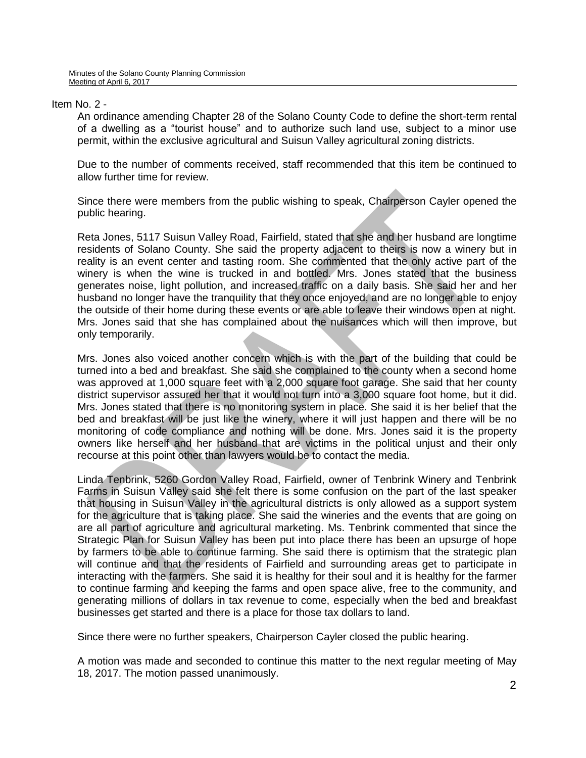Item No. 2 -

An ordinance amending Chapter 28 of the Solano County Code to define the short-term rental of a dwelling as a "tourist house" and to authorize such land use, subject to a minor use permit, within the exclusive agricultural and Suisun Valley agricultural zoning districts.

Due to the number of comments received, staff recommended that this item be continued to allow further time for review.

Since there were members from the public wishing to speak, Chairperson Cayler opened the public hearing.

Reta Jones, 5117 Suisun Valley Road, Fairfield, stated that she and her husband are longtime residents of Solano County. She said the property adjacent to theirs is now a winery but in reality is an event center and tasting room. She commented that the only active part of the winery is when the wine is trucked in and bottled. Mrs. Jones stated that the business generates noise, light pollution, and increased traffic on a daily basis. She said her and her husband no longer have the tranquility that they once enjoyed, and are no longer able to enjoy the outside of their home during these events or are able to leave their windows open at night. Mrs. Jones said that she has complained about the nuisances which will then improve, but only temporarily.

Mrs. Jones also voiced another concern which is with the part of the building that could be turned into a bed and breakfast. She said she complained to the county when a second home was approved at 1,000 square feet with a 2,000 square foot garage. She said that her county district supervisor assured her that it would not turn into a 3,000 square foot home, but it did. Mrs. Jones stated that there is no monitoring system in place. She said it is her belief that the bed and breakfast will be just like the winery, where it will just happen and there will be no monitoring of code compliance and nothing will be done. Mrs. Jones said it is the property owners like herself and her husband that are victims in the political unjust and their only recourse at this point other than lawyers would be to contact the media.

Linda Tenbrink, 5260 Gordon Valley Road, Fairfield, owner of Tenbrink Winery and Tenbrink Farms in Suisun Valley said she felt there is some confusion on the part of the last speaker that housing in Suisun Valley in the agricultural districts is only allowed as a support system for the agriculture that is taking place. She said the wineries and the events that are going on are all part of agriculture and agricultural marketing. Ms. Tenbrink commented that since the Strategic Plan for Suisun Valley has been put into place there has been an upsurge of hope by farmers to be able to continue farming. She said there is optimism that the strategic plan will continue and that the residents of Fairfield and surrounding areas get to participate in interacting with the farmers. She said it is healthy for their soul and it is healthy for the farmer to continue farming and keeping the farms and open space alive, free to the community, and generating millions of dollars in tax revenue to come, especially when the bed and breakfast businesses get started and there is a place for those tax dollars to land.

Since there were no further speakers, Chairperson Cayler closed the public hearing.

A motion was made and seconded to continue this matter to the next regular meeting of May 18, 2017. The motion passed unanimously.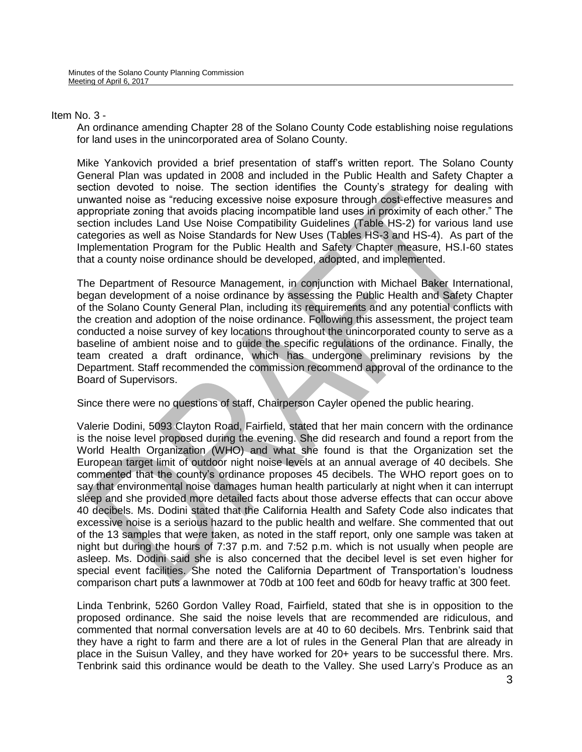Item No. 3 -

An ordinance amending Chapter 28 of the Solano County Code establishing noise regulations for land uses in the unincorporated area of Solano County.

Mike Yankovich provided a brief presentation of staff's written report. The Solano County General Plan was updated in 2008 and included in the Public Health and Safety Chapter a section devoted to noise. The section identifies the County's strategy for dealing with unwanted noise as "reducing excessive noise exposure through cost-effective measures and appropriate zoning that avoids placing incompatible land uses in proximity of each other." The section includes Land Use Noise Compatibility Guidelines (Table HS-2) for various land use categories as well as Noise Standards for New Uses (Tables HS-3 and HS-4). As part of the Implementation Program for the Public Health and Safety Chapter measure, HS.I-60 states that a county noise ordinance should be developed, adopted, and implemented.

The Department of Resource Management, in conjunction with Michael Baker International, began development of a noise ordinance by assessing the Public Health and Safety Chapter of the Solano County General Plan, including its requirements and any potential conflicts with the creation and adoption of the noise ordinance. Following this assessment, the project team conducted a noise survey of key locations throughout the unincorporated county to serve as a baseline of ambient noise and to guide the specific regulations of the ordinance. Finally, the team created a draft ordinance, which has undergone preliminary revisions by the Department. Staff recommended the commission recommend approval of the ordinance to the Board of Supervisors.

Since there were no questions of staff, Chairperson Cayler opened the public hearing.

Valerie Dodini, 5093 Clayton Road, Fairfield, stated that her main concern with the ordinance is the noise level proposed during the evening. She did research and found a report from the World Health Organization (WHO) and what she found is that the Organization set the European target limit of outdoor night noise levels at an annual average of 40 decibels. She commented that the county's ordinance proposes 45 decibels. The WHO report goes on to say that environmental noise damages human health particularly at night when it can interrupt sleep and she provided more detailed facts about those adverse effects that can occur above 40 decibels. Ms. Dodini stated that the California Health and Safety Code also indicates that excessive noise is a serious hazard to the public health and welfare. She commented that out of the 13 samples that were taken, as noted in the staff report, only one sample was taken at night but during the hours of 7:37 p.m. and 7:52 p.m. which is not usually when people are asleep. Ms. Dodini said she is also concerned that the decibel level is set even higher for special event facilities. She noted the California Department of Transportation's loudness comparison chart puts a lawnmower at 70db at 100 feet and 60db for heavy traffic at 300 feet.

Linda Tenbrink, 5260 Gordon Valley Road, Fairfield, stated that she is in opposition to the proposed ordinance. She said the noise levels that are recommended are ridiculous, and commented that normal conversation levels are at 40 to 60 decibels. Mrs. Tenbrink said that they have a right to farm and there are a lot of rules in the General Plan that are already in place in the Suisun Valley, and they have worked for 20+ years to be successful there. Mrs. Tenbrink said this ordinance would be death to the Valley. She used Larry's Produce as an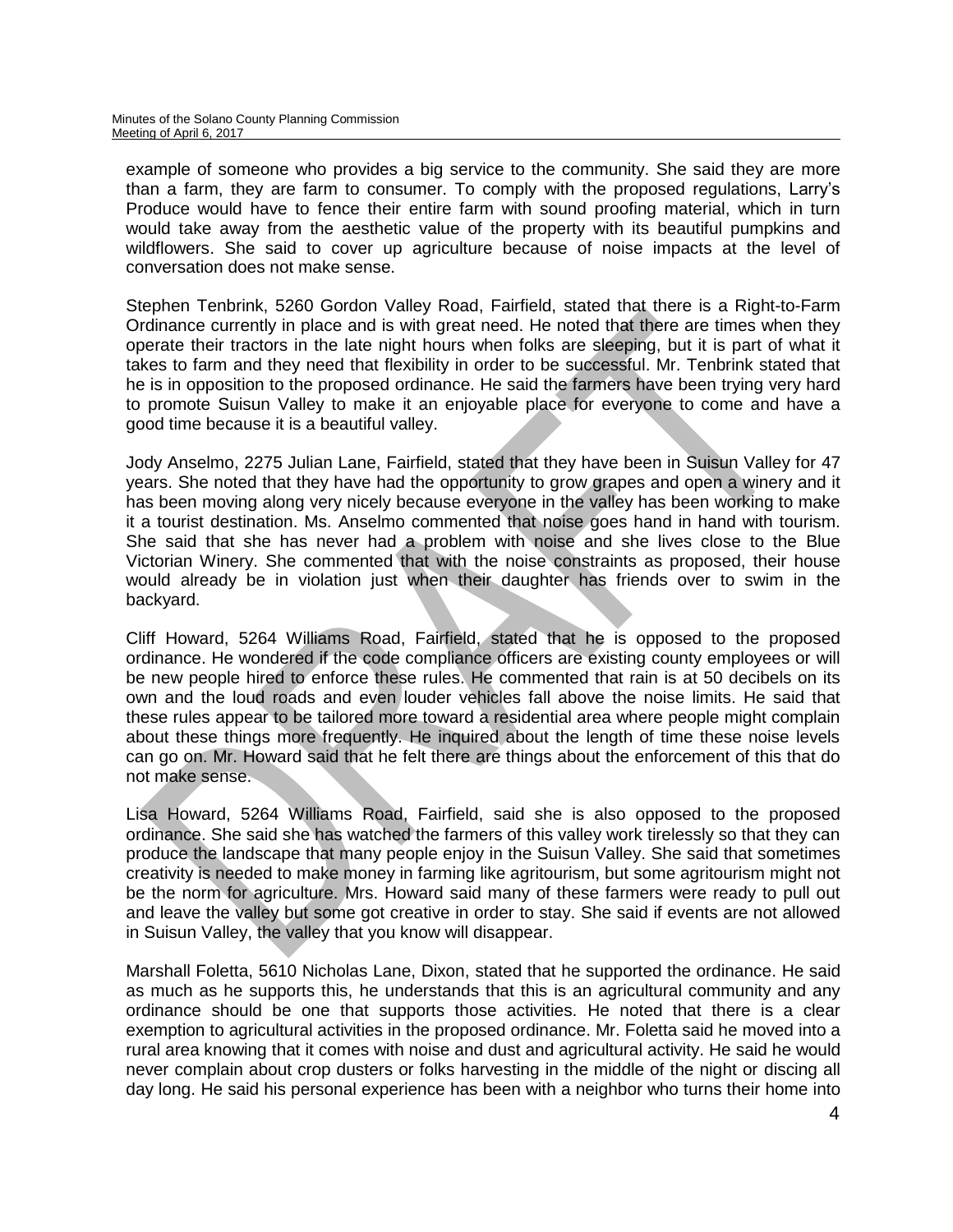example of someone who provides a big service to the community. She said they are more than a farm, they are farm to consumer. To comply with the proposed regulations, Larry's Produce would have to fence their entire farm with sound proofing material, which in turn would take away from the aesthetic value of the property with its beautiful pumpkins and wildflowers. She said to cover up agriculture because of noise impacts at the level of conversation does not make sense.

Stephen Tenbrink, 5260 Gordon Valley Road, Fairfield, stated that there is a Right-to-Farm Ordinance currently in place and is with great need. He noted that there are times when they operate their tractors in the late night hours when folks are sleeping, but it is part of what it takes to farm and they need that flexibility in order to be successful. Mr. Tenbrink stated that he is in opposition to the proposed ordinance. He said the farmers have been trying very hard to promote Suisun Valley to make it an enjoyable place for everyone to come and have a good time because it is a beautiful valley.

Jody Anselmo, 2275 Julian Lane, Fairfield, stated that they have been in Suisun Valley for 47 years. She noted that they have had the opportunity to grow grapes and open a winery and it has been moving along very nicely because everyone in the valley has been working to make it a tourist destination. Ms. Anselmo commented that noise goes hand in hand with tourism. She said that she has never had a problem with noise and she lives close to the Blue Victorian Winery. She commented that with the noise constraints as proposed, their house would already be in violation just when their daughter has friends over to swim in the backyard.

Cliff Howard, 5264 Williams Road, Fairfield, stated that he is opposed to the proposed ordinance. He wondered if the code compliance officers are existing county employees or will be new people hired to enforce these rules. He commented that rain is at 50 decibels on its own and the loud roads and even louder vehicles fall above the noise limits. He said that these rules appear to be tailored more toward a residential area where people might complain about these things more frequently. He inquired about the length of time these noise levels can go on. Mr. Howard said that he felt there are things about the enforcement of this that do not make sense.

Lisa Howard, 5264 Williams Road, Fairfield, said she is also opposed to the proposed ordinance. She said she has watched the farmers of this valley work tirelessly so that they can produce the landscape that many people enjoy in the Suisun Valley. She said that sometimes creativity is needed to make money in farming like agritourism, but some agritourism might not be the norm for agriculture. Mrs. Howard said many of these farmers were ready to pull out and leave the valley but some got creative in order to stay. She said if events are not allowed in Suisun Valley, the valley that you know will disappear.

Marshall Foletta, 5610 Nicholas Lane, Dixon, stated that he supported the ordinance. He said as much as he supports this, he understands that this is an agricultural community and any ordinance should be one that supports those activities. He noted that there is a clear exemption to agricultural activities in the proposed ordinance. Mr. Foletta said he moved into a rural area knowing that it comes with noise and dust and agricultural activity. He said he would never complain about crop dusters or folks harvesting in the middle of the night or discing all day long. He said his personal experience has been with a neighbor who turns their home into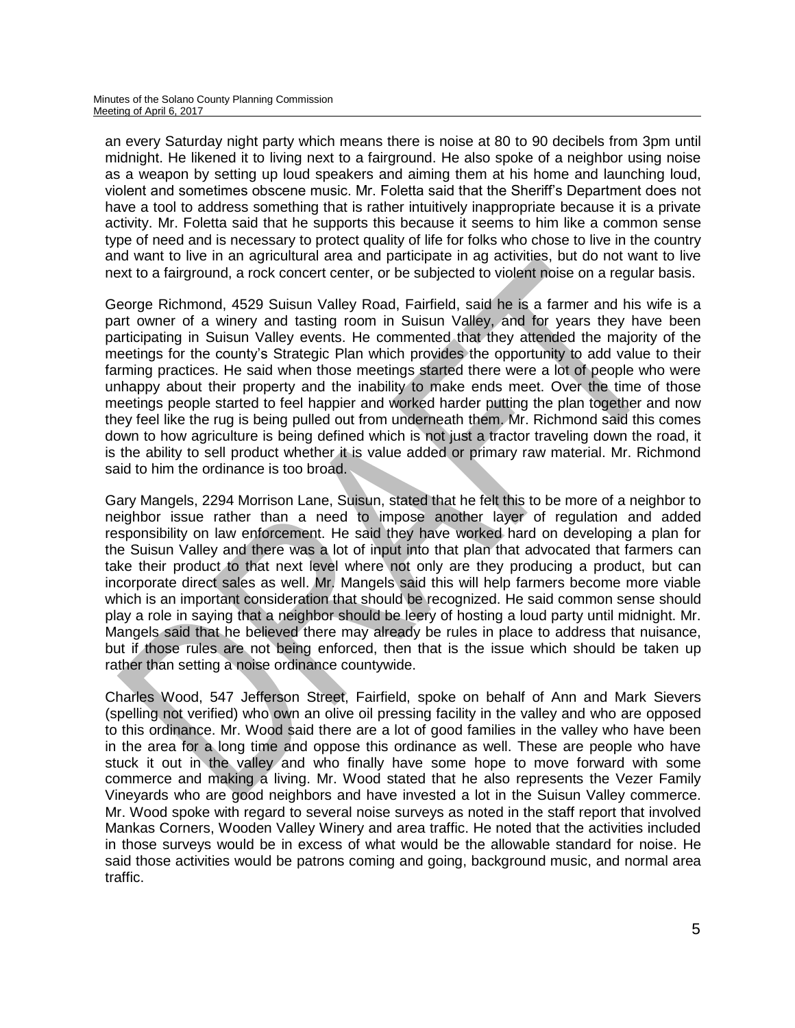an every Saturday night party which means there is noise at 80 to 90 decibels from 3pm until midnight. He likened it to living next to a fairground. He also spoke of a neighbor using noise as a weapon by setting up loud speakers and aiming them at his home and launching loud, violent and sometimes obscene music. Mr. Foletta said that the Sheriff's Department does not have a tool to address something that is rather intuitively inappropriate because it is a private activity. Mr. Foletta said that he supports this because it seems to him like a common sense type of need and is necessary to protect quality of life for folks who chose to live in the country and want to live in an agricultural area and participate in ag activities, but do not want to live next to a fairground, a rock concert center, or be subjected to violent noise on a regular basis.

George Richmond, 4529 Suisun Valley Road, Fairfield, said he is a farmer and his wife is a part owner of a winery and tasting room in Suisun Valley, and for years they have been participating in Suisun Valley events. He commented that they attended the majority of the meetings for the county's Strategic Plan which provides the opportunity to add value to their farming practices. He said when those meetings started there were a lot of people who were unhappy about their property and the inability to make ends meet. Over the time of those meetings people started to feel happier and worked harder putting the plan together and now they feel like the rug is being pulled out from underneath them. Mr. Richmond said this comes down to how agriculture is being defined which is not just a tractor traveling down the road, it is the ability to sell product whether it is value added or primary raw material. Mr. Richmond said to him the ordinance is too broad.

Gary Mangels, 2294 Morrison Lane, Suisun, stated that he felt this to be more of a neighbor to neighbor issue rather than a need to impose another layer of regulation and added responsibility on law enforcement. He said they have worked hard on developing a plan for the Suisun Valley and there was a lot of input into that plan that advocated that farmers can take their product to that next level where not only are they producing a product, but can incorporate direct sales as well. Mr. Mangels said this will help farmers become more viable which is an important consideration that should be recognized. He said common sense should play a role in saying that a neighbor should be leery of hosting a loud party until midnight. Mr. Mangels said that he believed there may already be rules in place to address that nuisance, but if those rules are not being enforced, then that is the issue which should be taken up rather than setting a noise ordinance countywide.

Charles Wood, 547 Jefferson Street, Fairfield, spoke on behalf of Ann and Mark Sievers (spelling not verified) who own an olive oil pressing facility in the valley and who are opposed to this ordinance. Mr. Wood said there are a lot of good families in the valley who have been in the area for a long time and oppose this ordinance as well. These are people who have stuck it out in the valley and who finally have some hope to move forward with some commerce and making a living. Mr. Wood stated that he also represents the Vezer Family Vineyards who are good neighbors and have invested a lot in the Suisun Valley commerce. Mr. Wood spoke with regard to several noise surveys as noted in the staff report that involved Mankas Corners, Wooden Valley Winery and area traffic. He noted that the activities included in those surveys would be in excess of what would be the allowable standard for noise. He said those activities would be patrons coming and going, background music, and normal area traffic.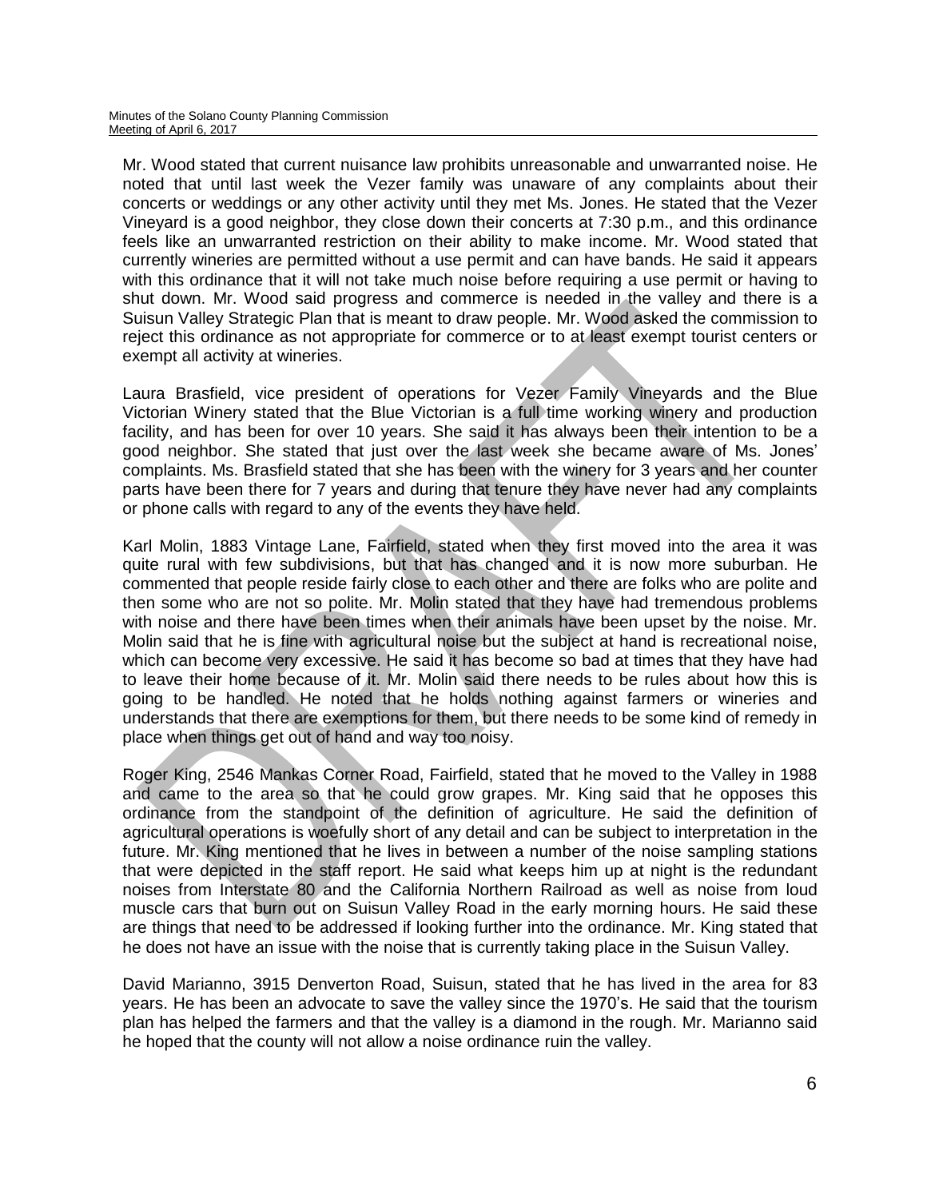Mr. Wood stated that current nuisance law prohibits unreasonable and unwarranted noise. He noted that until last week the Vezer family was unaware of any complaints about their concerts or weddings or any other activity until they met Ms. Jones. He stated that the Vezer Vineyard is a good neighbor, they close down their concerts at 7:30 p.m., and this ordinance feels like an unwarranted restriction on their ability to make income. Mr. Wood stated that currently wineries are permitted without a use permit and can have bands. He said it appears with this ordinance that it will not take much noise before requiring a use permit or having to shut down. Mr. Wood said progress and commerce is needed in the valley and there is a Suisun Valley Strategic Plan that is meant to draw people. Mr. Wood asked the commission to reject this ordinance as not appropriate for commerce or to at least exempt tourist centers or exempt all activity at wineries.

Laura Brasfield, vice president of operations for Vezer Family Vineyards and the Blue Victorian Winery stated that the Blue Victorian is a full time working winery and production facility, and has been for over 10 years. She said it has always been their intention to be a good neighbor. She stated that just over the last week she became aware of Ms. Jones' complaints. Ms. Brasfield stated that she has been with the winery for 3 years and her counter parts have been there for 7 years and during that tenure they have never had any complaints or phone calls with regard to any of the events they have held.

Karl Molin, 1883 Vintage Lane, Fairfield, stated when they first moved into the area it was quite rural with few subdivisions, but that has changed and it is now more suburban. He commented that people reside fairly close to each other and there are folks who are polite and then some who are not so polite. Mr. Molin stated that they have had tremendous problems with noise and there have been times when their animals have been upset by the noise. Mr. Molin said that he is fine with agricultural noise but the subject at hand is recreational noise, which can become very excessive. He said it has become so bad at times that they have had to leave their home because of it. Mr. Molin said there needs to be rules about how this is going to be handled. He noted that he holds nothing against farmers or wineries and understands that there are exemptions for them, but there needs to be some kind of remedy in place when things get out of hand and way too noisy.

Roger King, 2546 Mankas Corner Road, Fairfield, stated that he moved to the Valley in 1988 and came to the area so that he could grow grapes. Mr. King said that he opposes this ordinance from the standpoint of the definition of agriculture. He said the definition of agricultural operations is woefully short of any detail and can be subject to interpretation in the future. Mr. King mentioned that he lives in between a number of the noise sampling stations that were depicted in the staff report. He said what keeps him up at night is the redundant noises from Interstate 80 and the California Northern Railroad as well as noise from loud muscle cars that burn out on Suisun Valley Road in the early morning hours. He said these are things that need to be addressed if looking further into the ordinance. Mr. King stated that he does not have an issue with the noise that is currently taking place in the Suisun Valley.

David Marianno, 3915 Denverton Road, Suisun, stated that he has lived in the area for 83 years. He has been an advocate to save the valley since the 1970's. He said that the tourism plan has helped the farmers and that the valley is a diamond in the rough. Mr. Marianno said he hoped that the county will not allow a noise ordinance ruin the valley.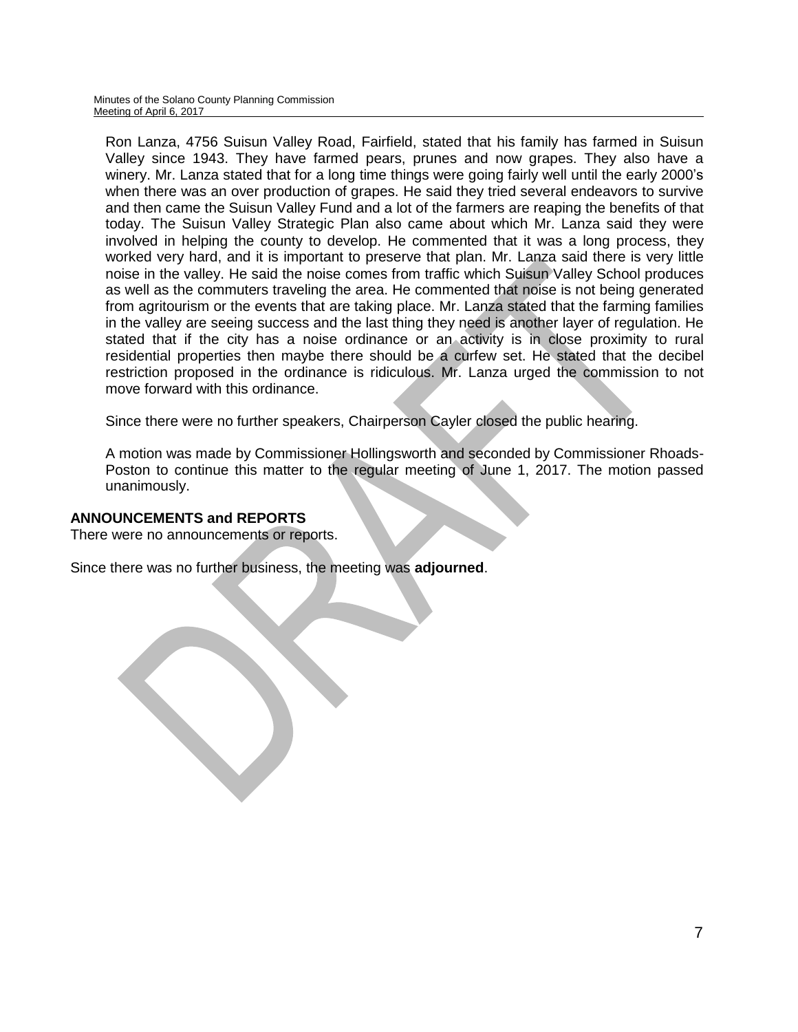Ron Lanza, 4756 Suisun Valley Road, Fairfield, stated that his family has farmed in Suisun Valley since 1943. They have farmed pears, prunes and now grapes. They also have a winery. Mr. Lanza stated that for a long time things were going fairly well until the early 2000's when there was an over production of grapes. He said they tried several endeavors to survive and then came the Suisun Valley Fund and a lot of the farmers are reaping the benefits of that today. The Suisun Valley Strategic Plan also came about which Mr. Lanza said they were involved in helping the county to develop. He commented that it was a long process, they worked very hard, and it is important to preserve that plan. Mr. Lanza said there is very little noise in the valley. He said the noise comes from traffic which Suisun Valley School produces as well as the commuters traveling the area. He commented that noise is not being generated from agritourism or the events that are taking place. Mr. Lanza stated that the farming families in the valley are seeing success and the last thing they need is another layer of regulation. He stated that if the city has a noise ordinance or an activity is in close proximity to rural residential properties then maybe there should be a curfew set. He stated that the decibel restriction proposed in the ordinance is ridiculous. Mr. Lanza urged the commission to not move forward with this ordinance.

Since there were no further speakers, Chairperson Cayler closed the public hearing.

A motion was made by Commissioner Hollingsworth and seconded by Commissioner Rhoads-Poston to continue this matter to the regular meeting of June 1, 2017. The motion passed unanimously.

**ANNOUNCEMENTS and REPORTS**

There were no announcements or reports.

Since there was no further business, the meeting was **adjourned**.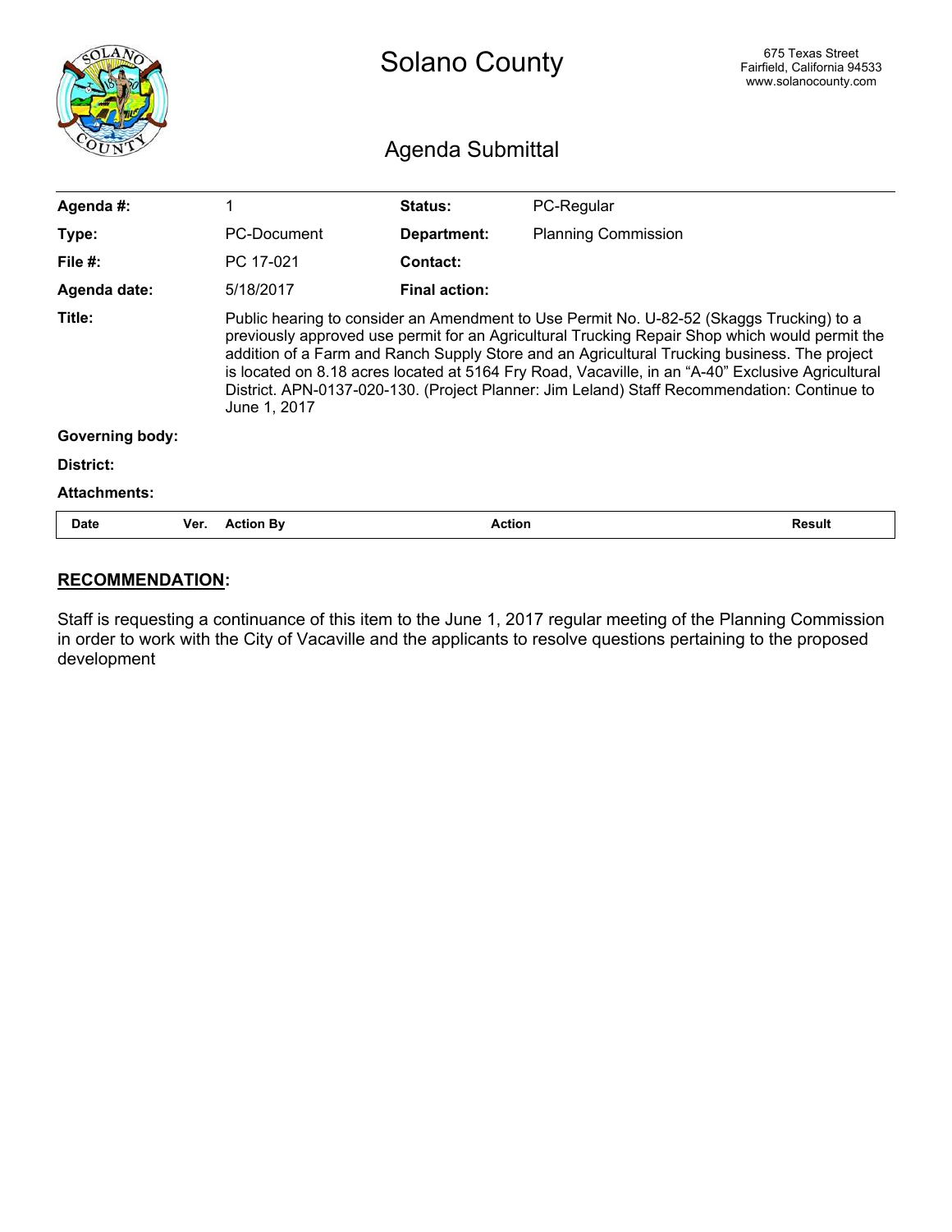# Solano County

675 Texas Street
Fairfield, California 94533
www.solanocounty.com

## Agenda Submittal

| | | | |
|---|---|---|---|
| **Agenda #:** | 1 | **Status:** | PC-Regular |
| **Type:** | PC-Document | **Department:** | Planning Commission |
| **File #:** | PC 17-021 | **Contact:** | |
| **Agenda date:** | 5/18/2017 | **Final action:** | |
| **Title:** | Public hearing to consider an Amendment to Use Permit No. U-82-52 (Skaggs Trucking) to a previously approved use permit for an Agricultural Trucking Repair Shop which would permit the addition of a Farm and Ranch Supply Store and an Agricultural Trucking business. The project is located on 8.18 acres located at 5164 Fry Road, Vacaville, in an "A-40" Exclusive Agricultural District. APN-0137-020-130. (Project Planner: Jim Leland) Staff Recommendation: Continue to June 1, 2017 | | |
| **Governing body:** | | | |
| **District:** | | | |
| **Attachments:** | | | |

| Date | Ver. | Action By | Action | Result |
|---|---|---|---|---|

**<u>RECOMMENDATION</u>:**

Staff is requesting a continuance of this item to the June 1, 2017 regular meeting of the Planning Commission in order to work with the City of Vacaville and the applicants to resolve questions pertaining to the proposed development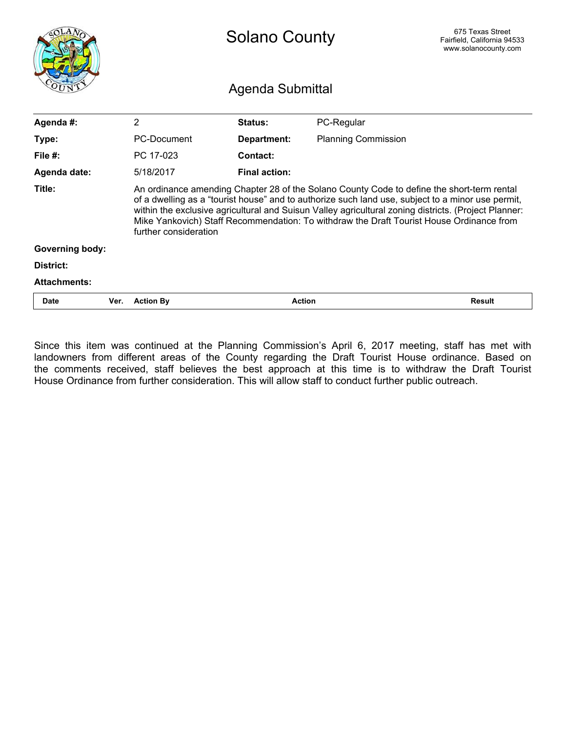# Solano County

675 Texas Street
Fairfield, California 94533
www.solanocounty.com

## Agenda Submittal

| | | | |
|---|---|---|---|
| **Agenda #:** | 2 | **Status:** | PC-Regular |
| **Type:** | PC-Document | **Department:** | Planning Commission |
| **File #:** | PC 17-023 | **Contact:** | |
| **Agenda date:** | 5/18/2017 | **Final action:** | |
| **Title:** | An ordinance amending Chapter 28 of the Solano County Code to define the short-term rental of a dwelling as a "tourist house" and to authorize such land use, subject to a minor use permit, within the exclusive agricultural and Suisun Valley agricultural zoning districts. (Project Planner: Mike Yankovich) Staff Recommendation: To withdraw the Draft Tourist House Ordinance from further consideration | | |
| **Governing body:** | | | |
| **District:** | | | |
| **Attachments:** | | | |

| Date | Ver. | Action By | Action | Result |
|---|---|---|---|---|

Since this item was continued at the Planning Commission's April 6, 2017 meeting, staff has met with landowners from different areas of the County regarding the Draft Tourist House ordinance. Based on the comments received, staff believes the best approach at this time is to withdraw the Draft Tourist House Ordinance from further consideration. This will allow staff to conduct further public outreach.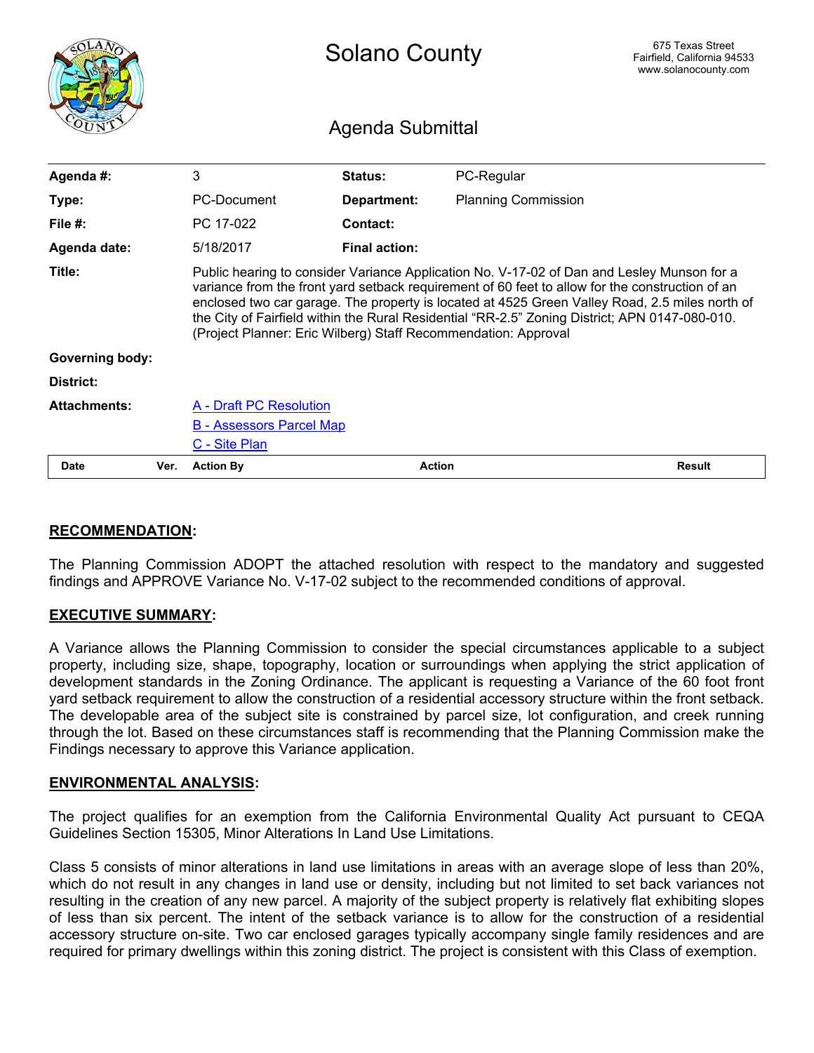# Solano County

675 Texas Street
Fairfield, California 94533
www.solanocounty.com

## Agenda Submittal

| | | | |
|---|---|---|---|
| **Agenda #:** | 3 | **Status:** | PC-Regular |
| **Type:** | PC-Document | **Department:** | Planning Commission |
| **File #:** | PC 17-022 | **Contact:** | |
| **Agenda date:** | 5/18/2017 | **Final action:** | |

**Title:** Public hearing to consider Variance Application No. V-17-02 of Dan and Lesley Munson for a variance from the front yard setback requirement of 60 feet to allow for the construction of an enclosed two car garage. The property is located at 4525 Green Valley Road, 2.5 miles north of the City of Fairfield within the Rural Residential "RR-2.5" Zoning District; APN 0147-080-010. (Project Planner: Eric Wilberg) Staff Recommendation: Approval

**Governing body:**

**District:**

**Attachments:**
A - Draft PC Resolution
B - Assessors Parcel Map
C - Site Plan

| Date | Ver. | Action By | Action | Result |
|---|---|---|---|---|

**RECOMMENDATION:**

The Planning Commission ADOPT the attached resolution with respect to the mandatory and suggested findings and APPROVE Variance No. V-17-02 subject to the recommended conditions of approval.

**EXECUTIVE SUMMARY:**

A Variance allows the Planning Commission to consider the special circumstances applicable to a subject property, including size, shape, topography, location or surroundings when applying the strict application of development standards in the Zoning Ordinance. The applicant is requesting a Variance of the 60 foot front yard setback requirement to allow the construction of a residential accessory structure within the front setback. The developable area of the subject site is constrained by parcel size, lot configuration, and creek running through the lot. Based on these circumstances staff is recommending that the Planning Commission make the Findings necessary to approve this Variance application.

**ENVIRONMENTAL ANALYSIS:**

The project qualifies for an exemption from the California Environmental Quality Act pursuant to CEQA Guidelines Section 15305, Minor Alterations In Land Use Limitations.

Class 5 consists of minor alterations in land use limitations in areas with an average slope of less than 20%, which do not result in any changes in land use or density, including but not limited to set back variances not resulting in the creation of any new parcel. A majority of the subject property is relatively flat exhibiting slopes of less than six percent. The intent of the setback variance is to allow for the construction of a residential accessory structure on-site. Two car enclosed garages typically accompany single family residences and are required for primary dwellings within this zoning district. The project is consistent with this Class of exemption.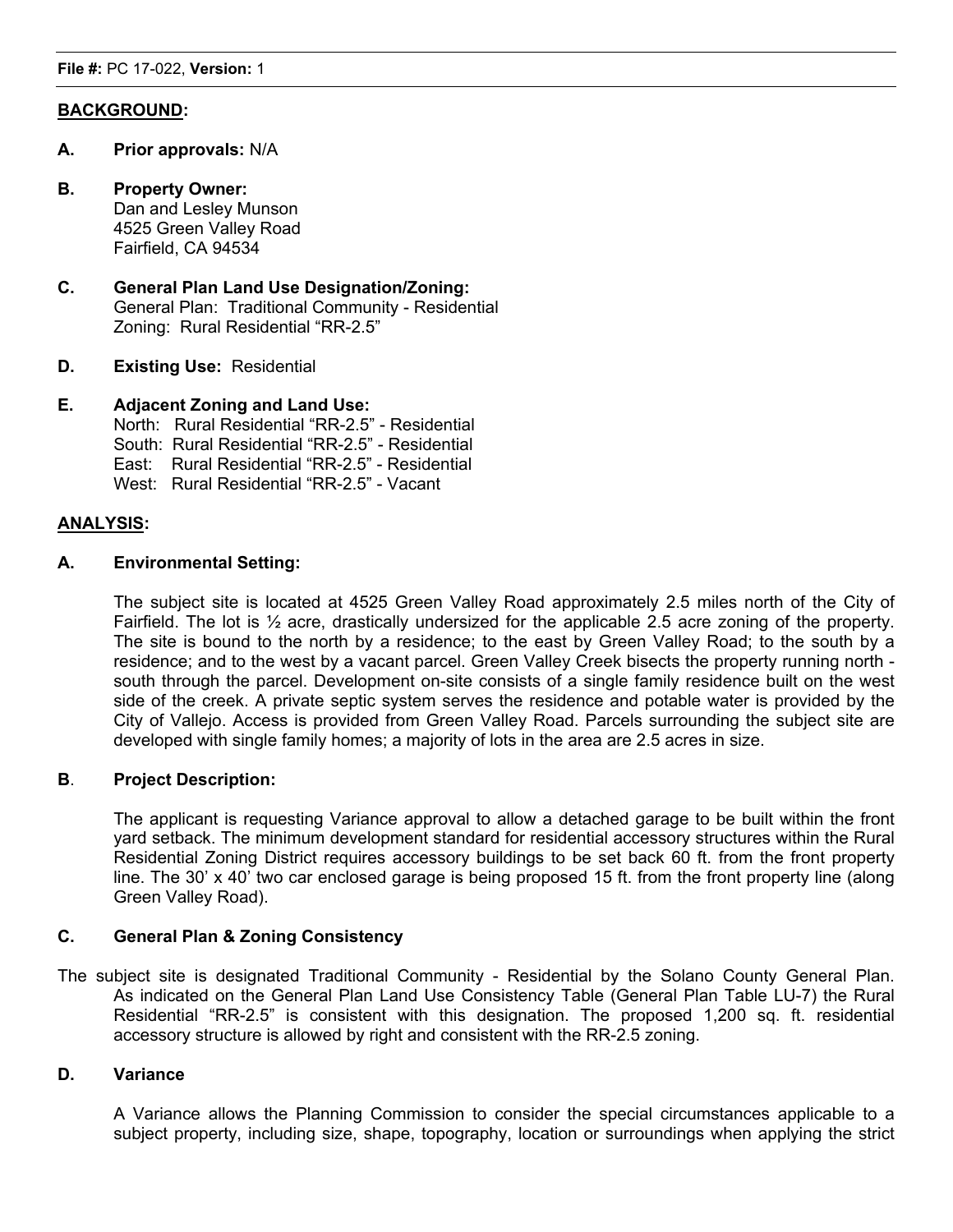**File #:** PC 17-022, **Version:** 1

## BACKGROUND:

**A. Prior approvals:** N/A

**B. Property Owner:**
Dan and Lesley Munson
4525 Green Valley Road
Fairfield, CA 94534

**C. General Plan Land Use Designation/Zoning:**
General Plan: Traditional Community - Residential
Zoning: Rural Residential "RR-2.5"

**D. Existing Use:** Residential

**E. Adjacent Zoning and Land Use:**
North: Rural Residential "RR-2.5" - Residential
South: Rural Residential "RR-2.5" - Residential
East: Rural Residential "RR-2.5" - Residential
West: Rural Residential "RR-2.5" - Vacant

## ANALYSIS:

### A. Environmental Setting:

The subject site is located at 4525 Green Valley Road approximately 2.5 miles north of the City of Fairfield. The lot is ½ acre, drastically undersized for the applicable 2.5 acre zoning of the property. The site is bound to the north by a residence; to the east by Green Valley Road; to the south by a residence; and to the west by a vacant parcel. Green Valley Creek bisects the property running north - south through the parcel. Development on-site consists of a single family residence built on the west side of the creek. A private septic system serves the residence and potable water is provided by the City of Vallejo. Access is provided from Green Valley Road. Parcels surrounding the subject site are developed with single family homes; a majority of lots in the area are 2.5 acres in size.

### B. Project Description:

The applicant is requesting Variance approval to allow a detached garage to be built within the front yard setback. The minimum development standard for residential accessory structures within the Rural Residential Zoning District requires accessory buildings to be set back 60 ft. from the front property line. The 30' x 40' two car enclosed garage is being proposed 15 ft. from the front property line (along Green Valley Road).

### C. General Plan & Zoning Consistency

The subject site is designated Traditional Community - Residential by the Solano County General Plan. As indicated on the General Plan Land Use Consistency Table (General Plan Table LU-7) the Rural Residential "RR-2.5" is consistent with this designation. The proposed 1,200 sq. ft. residential accessory structure is allowed by right and consistent with the RR-2.5 zoning.

### D. Variance

A Variance allows the Planning Commission to consider the special circumstances applicable to a subject property, including size, shape, topography, location or surroundings when applying the strict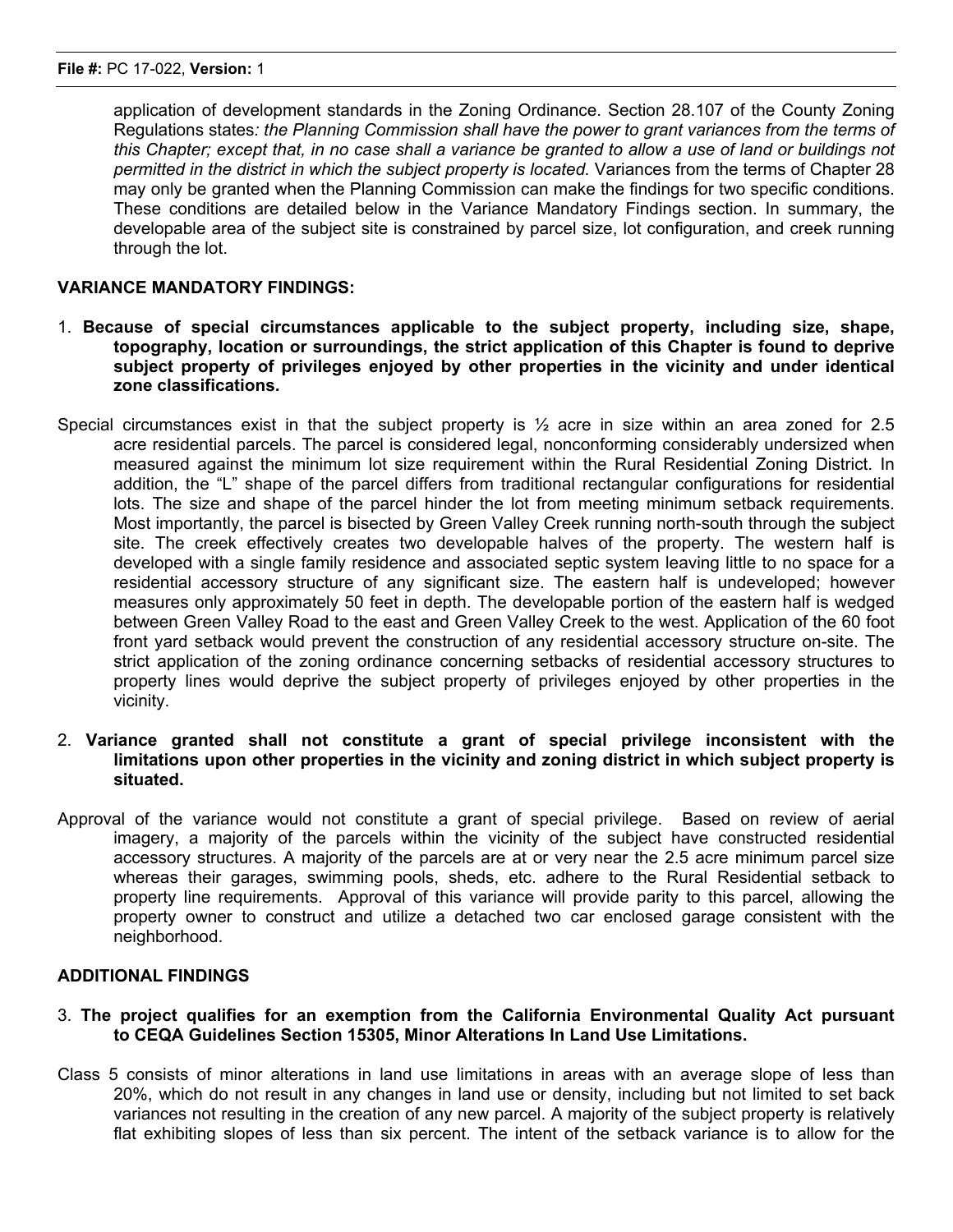application of development standards in the Zoning Ordinance. Section 28.107 of the County Zoning Regulations states*: the Planning Commission shall have the power to grant variances from the terms of this Chapter; except that, in no case shall a variance be granted to allow a use of land or buildings not permitted in the district in which the subject property is located.* Variances from the terms of Chapter 28 may only be granted when the Planning Commission can make the findings for two specific conditions. These conditions are detailed below in the Variance Mandatory Findings section. In summary, the developable area of the subject site is constrained by parcel size, lot configuration, and creek running through the lot.

## VARIANCE MANDATORY FINDINGS:

1. **Because of special circumstances applicable to the subject property, including size, shape, topography, location or surroundings, the strict application of this Chapter is found to deprive subject property of privileges enjoyed by other properties in the vicinity and under identical zone classifications.**

Special circumstances exist in that the subject property is ½ acre in size within an area zoned for 2.5 acre residential parcels. The parcel is considered legal, nonconforming considerably undersized when measured against the minimum lot size requirement within the Rural Residential Zoning District. In addition, the "L" shape of the parcel differs from traditional rectangular configurations for residential lots. The size and shape of the parcel hinder the lot from meeting minimum setback requirements. Most importantly, the parcel is bisected by Green Valley Creek running north-south through the subject site. The creek effectively creates two developable halves of the property. The western half is developed with a single family residence and associated septic system leaving little to no space for a residential accessory structure of any significant size. The eastern half is undeveloped; however measures only approximately 50 feet in depth. The developable portion of the eastern half is wedged between Green Valley Road to the east and Green Valley Creek to the west. Application of the 60 foot front yard setback would prevent the construction of any residential accessory structure on-site. The strict application of the zoning ordinance concerning setbacks of residential accessory structures to property lines would deprive the subject property of privileges enjoyed by other properties in the vicinity.

2. **Variance granted shall not constitute a grant of special privilege inconsistent with the limitations upon other properties in the vicinity and zoning district in which subject property is situated.**

Approval of the variance would not constitute a grant of special privilege. Based on review of aerial imagery, a majority of the parcels within the vicinity of the subject have constructed residential accessory structures. A majority of the parcels are at or very near the 2.5 acre minimum parcel size whereas their garages, swimming pools, sheds, etc. adhere to the Rural Residential setback to property line requirements. Approval of this variance will provide parity to this parcel, allowing the property owner to construct and utilize a detached two car enclosed garage consistent with the neighborhood.

## ADDITIONAL FINDINGS

3. **The project qualifies for an exemption from the California Environmental Quality Act pursuant to CEQA Guidelines Section 15305, Minor Alterations In Land Use Limitations.**

Class 5 consists of minor alterations in land use limitations in areas with an average slope of less than 20%, which do not result in any changes in land use or density, including but not limited to set back variances not resulting in the creation of any new parcel. A majority of the subject property is relatively flat exhibiting slopes of less than six percent. The intent of the setback variance is to allow for the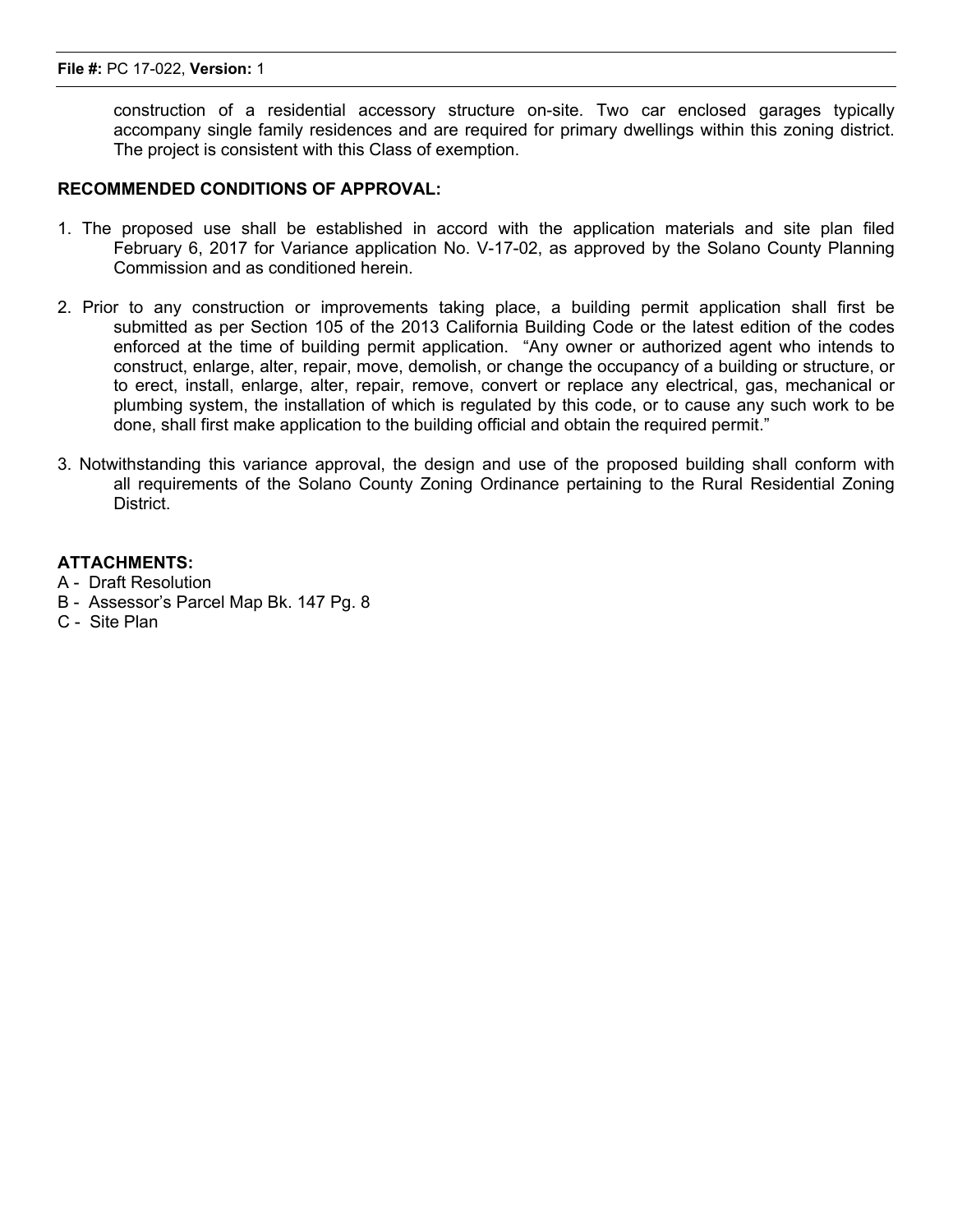construction of a residential accessory structure on-site. Two car enclosed garages typically accompany single family residences and are required for primary dwellings within this zoning district. The project is consistent with this Class of exemption.

**RECOMMENDED CONDITIONS OF APPROVAL:**

1. The proposed use shall be established in accord with the application materials and site plan filed February 6, 2017 for Variance application No. V-17-02, as approved by the Solano County Planning Commission and as conditioned herein.

2. Prior to any construction or improvements taking place, a building permit application shall first be submitted as per Section 105 of the 2013 California Building Code or the latest edition of the codes enforced at the time of building permit application. "Any owner or authorized agent who intends to construct, enlarge, alter, repair, move, demolish, or change the occupancy of a building or structure, or to erect, install, enlarge, alter, repair, remove, convert or replace any electrical, gas, mechanical or plumbing system, the installation of which is regulated by this code, or to cause any such work to be done, shall first make application to the building official and obtain the required permit."

3. Notwithstanding this variance approval, the design and use of the proposed building shall conform with all requirements of the Solano County Zoning Ordinance pertaining to the Rural Residential Zoning District.

**ATTACHMENTS:**

A - Draft Resolution
B - Assessor's Parcel Map Bk. 147 Pg. 8
C - Site Plan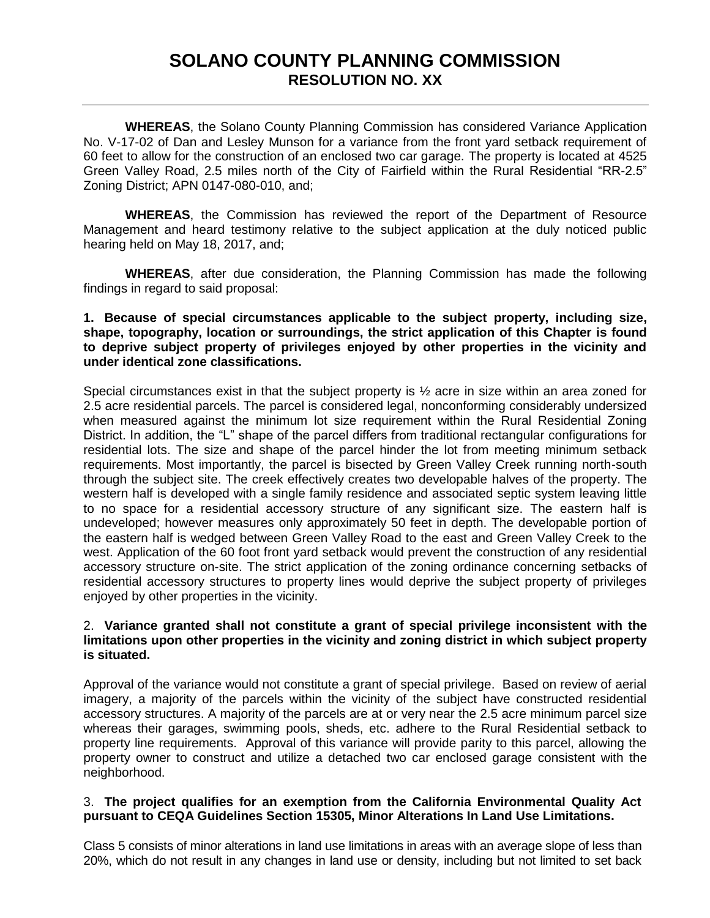# SOLANO COUNTY PLANNING COMMISSION
## RESOLUTION NO. XX

**WHEREAS**, the Solano County Planning Commission has considered Variance Application No. V-17-02 of Dan and Lesley Munson for a variance from the front yard setback requirement of 60 feet to allow for the construction of an enclosed two car garage. The property is located at 4525 Green Valley Road, 2.5 miles north of the City of Fairfield within the Rural Residential "RR-2.5" Zoning District; APN 0147-080-010, and;

**WHEREAS**, the Commission has reviewed the report of the Department of Resource Management and heard testimony relative to the subject application at the duly noticed public hearing held on May 18, 2017, and;

**WHEREAS**, after due consideration, the Planning Commission has made the following findings in regard to said proposal:

**1. Because of special circumstances applicable to the subject property, including size, shape, topography, location or surroundings, the strict application of this Chapter is found to deprive subject property of privileges enjoyed by other properties in the vicinity and under identical zone classifications.**

Special circumstances exist in that the subject property is ½ acre in size within an area zoned for 2.5 acre residential parcels. The parcel is considered legal, nonconforming considerably undersized when measured against the minimum lot size requirement within the Rural Residential Zoning District. In addition, the "L" shape of the parcel differs from traditional rectangular configurations for residential lots. The size and shape of the parcel hinder the lot from meeting minimum setback requirements. Most importantly, the parcel is bisected by Green Valley Creek running north-south through the subject site. The creek effectively creates two developable halves of the property. The western half is developed with a single family residence and associated septic system leaving little to no space for a residential accessory structure of any significant size. The eastern half is undeveloped; however measures only approximately 50 feet in depth. The developable portion of the eastern half is wedged between Green Valley Road to the east and Green Valley Creek to the west. Application of the 60 foot front yard setback would prevent the construction of any residential accessory structure on-site. The strict application of the zoning ordinance concerning setbacks of residential accessory structures to property lines would deprive the subject property of privileges enjoyed by other properties in the vicinity.

2. **Variance granted shall not constitute a grant of special privilege inconsistent with the limitations upon other properties in the vicinity and zoning district in which subject property is situated.**

Approval of the variance would not constitute a grant of special privilege. Based on review of aerial imagery, a majority of the parcels within the vicinity of the subject have constructed residential accessory structures. A majority of the parcels are at or very near the 2.5 acre minimum parcel size whereas their garages, swimming pools, sheds, etc. adhere to the Rural Residential setback to property line requirements. Approval of this variance will provide parity to this parcel, allowing the property owner to construct and utilize a detached two car enclosed garage consistent with the neighborhood.

3. **The project qualifies for an exemption from the California Environmental Quality Act pursuant to CEQA Guidelines Section 15305, Minor Alterations In Land Use Limitations.**

Class 5 consists of minor alterations in land use limitations in areas with an average slope of less than 20%, which do not result in any changes in land use or density, including but not limited to set back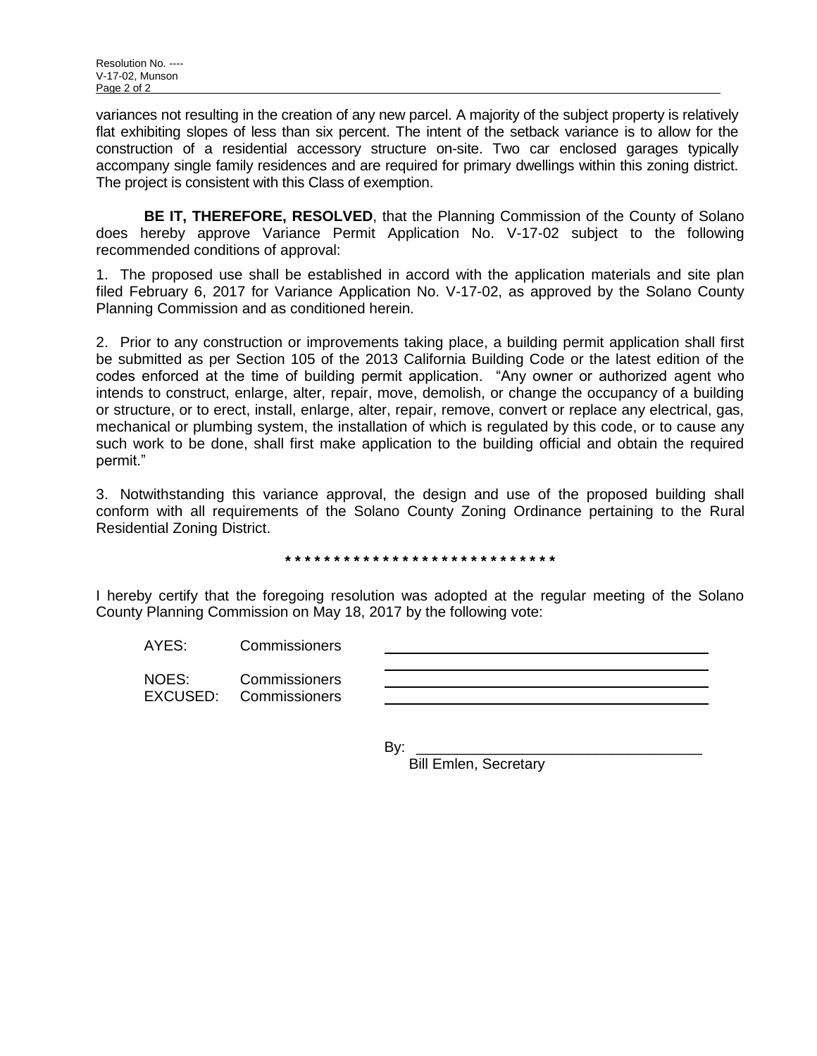variances not resulting in the creation of any new parcel. A majority of the subject property is relatively flat exhibiting slopes of less than six percent. The intent of the setback variance is to allow for the construction of a residential accessory structure on-site. Two car enclosed garages typically accompany single family residences and are required for primary dwellings within this zoning district. The project is consistent with this Class of exemption.

**BE IT, THEREFORE, RESOLVED**, that the Planning Commission of the County of Solano does hereby approve Variance Permit Application No. V-17-02 subject to the following recommended conditions of approval:

1. The proposed use shall be established in accord with the application materials and site plan filed February 6, 2017 for Variance Application No. V-17-02, as approved by the Solano County Planning Commission and as conditioned herein.

2. Prior to any construction or improvements taking place, a building permit application shall first be submitted as per Section 105 of the 2013 California Building Code or the latest edition of the codes enforced at the time of building permit application. "Any owner or authorized agent who intends to construct, enlarge, alter, repair, move, demolish, or change the occupancy of a building or structure, or to erect, install, enlarge, alter, repair, remove, convert or replace any electrical, gas, mechanical or plumbing system, the installation of which is regulated by this code, or to cause any such work to be done, shall first make application to the building official and obtain the required permit."

3. Notwithstanding this variance approval, the design and use of the proposed building shall conform with all requirements of the Solano County Zoning Ordinance pertaining to the Rural Residential Zoning District.

* * * * * * * * * * * * * * * * * * * * * * * * * * * * *

I hereby certify that the foregoing resolution was adopted at the regular meeting of the Solano County Planning Commission on May 18, 2017 by the following vote:

AYES: Commissioners ______________________________

NOES: Commissioners ______________________________

EXCUSED: Commissioners ______________________________

By: ______________________________
Bill Emlen, Secretary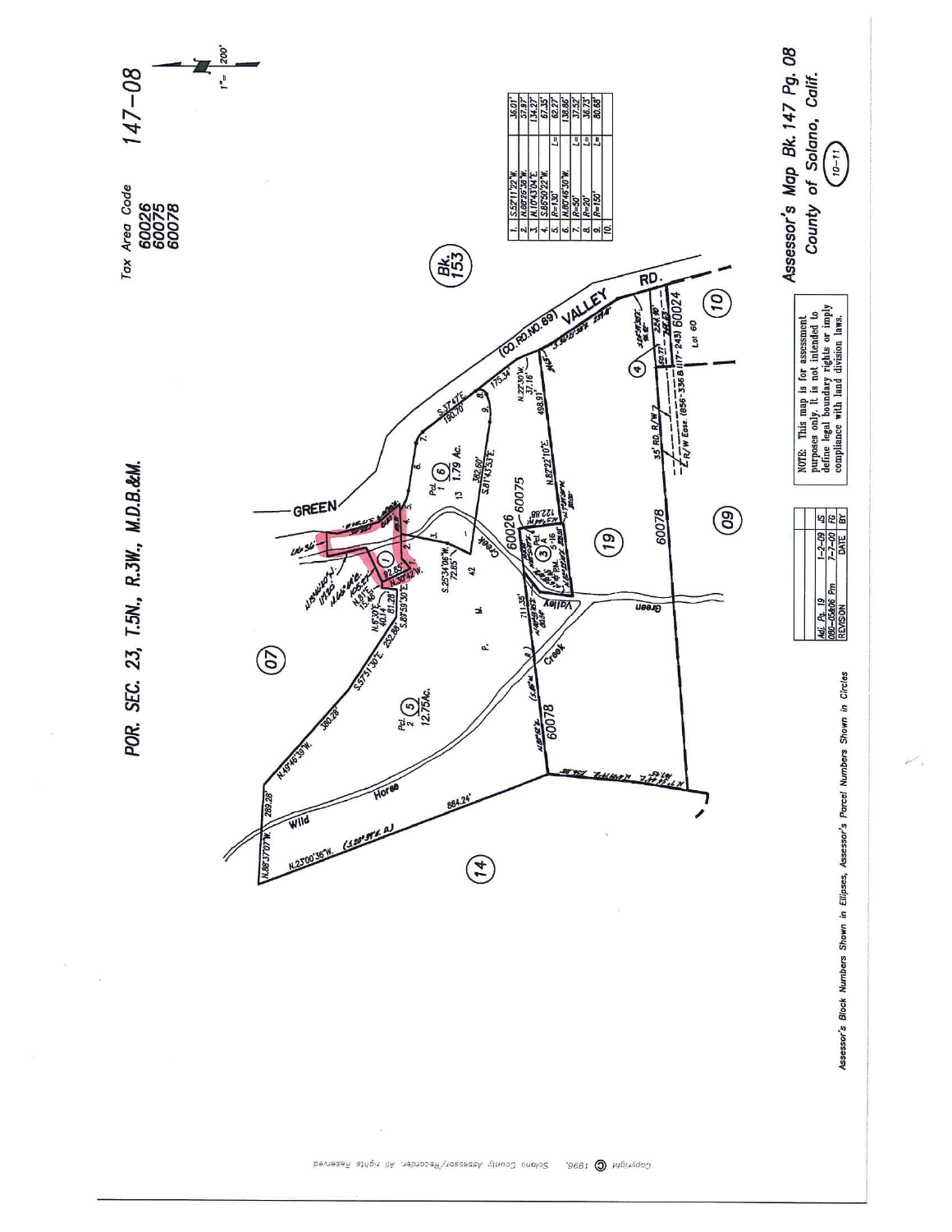# POR. SEC. 23, T.5N., R.3W., M.D.B.&M.

Tax Area Code
60026
60075
60078

147-08

1" = 200'

| | | |
|---|---|---|
| 1. | S.52°11'22"W. | 36.01' |
| 2. | N.68°29'38"W. | 57.97' |
| 3. | N.10°43'04"E. | 134.27' |
| 4. | S.66°50'22"W. | 67.35' |
| 5. | R=130' | L= 62.27' |
| 6. | N.80°46'30"W. | 138.86' |
| 7. | R=50' | L= 37.52' |
| 8. | R=20' | L= 36.73' |
| 9. | R=150' | L= 80.68' |
| 10. | | |

GREEN VALLEY RD. (CO. RD. NO. 89)

Bk. 153

Pcl. 1 (6) 1.79 Ac.

Pcl. 2 (5) 12.75Ac.

Pcl. A (3)

Wild Horse Creek

Green Valley Creek

35' RD. R/W

R/W Esmt. (856-336 & 1117-243)

Lot 60

60024

60026

60075

60078

(07) (14) (09) (19) (10) (4) (1)

| | | |
|---|---|---|
| Adj. Pls. 19 | 1-2-09 | JS |
| 090-058406 Pm | 7-7-00 | FG |
| REVISION | DATE | BY |

NOTE: This map is for assessment purposes only. It is not intended to define legal boundary rights or imply compliance with land division laws.

Assessor's Map Bk. 147 Pg. 08
County of Solano, Calif.

(10-11)

Assessor's Block Numbers Shown in Ellipses, Assessor's Parcel Numbers Shown in Circles

Copyright © 1998, Solano County Assessor/Recorder. All rights Reserved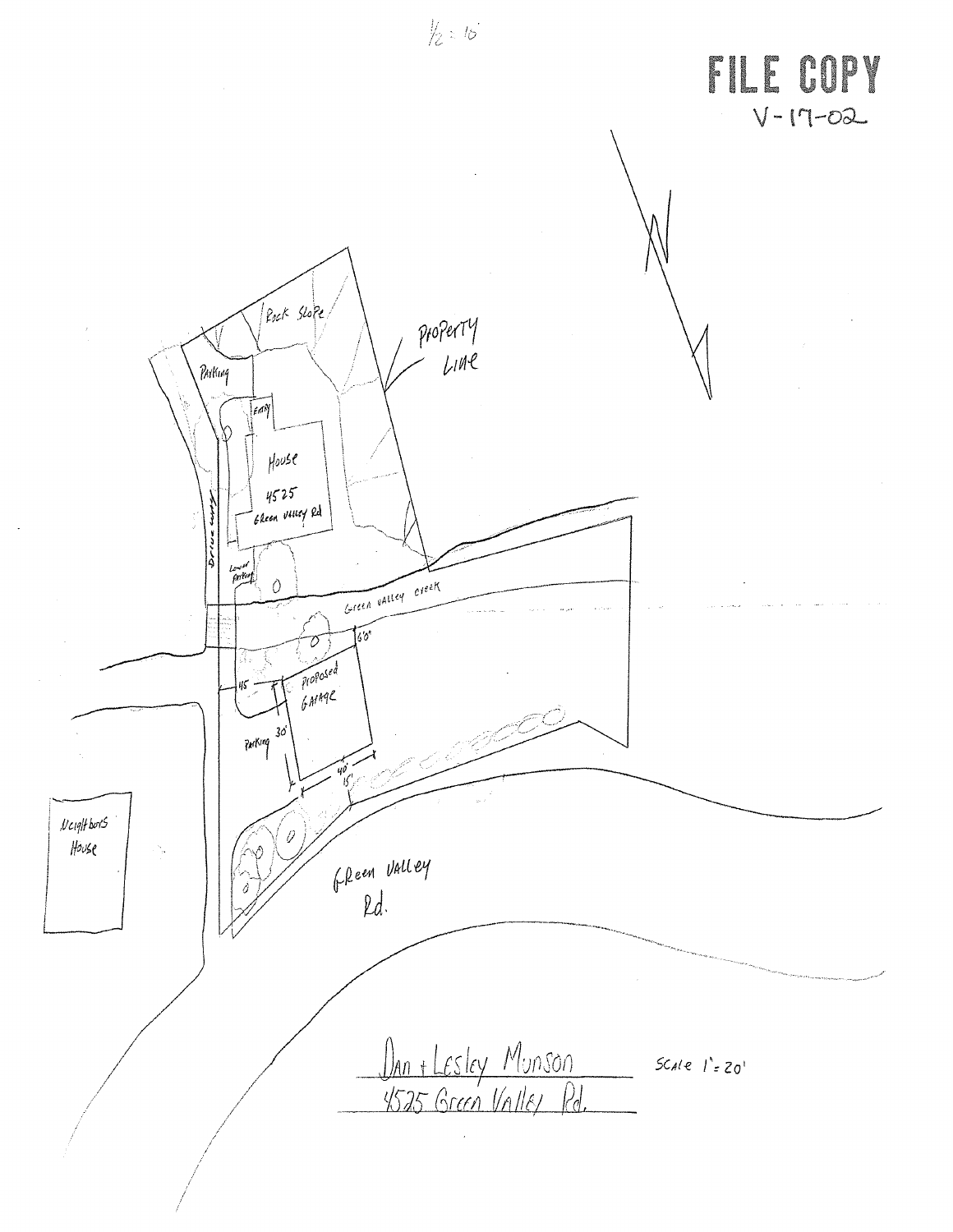½" = 10'

FILE COPY

V-17-02

N

Rock Slope

Property Line

Parking

Entry

House

4525 Green Valley Rd

Driveway

Lower Parking

Green Valley Creek

60'

45

Proposed Garage

Parking 30'

40'

15'

Neighbors House

Green Valley Rd.

Dan + Lesley Munson

4525 Green Valley Rd.

Scale 1" = 20'